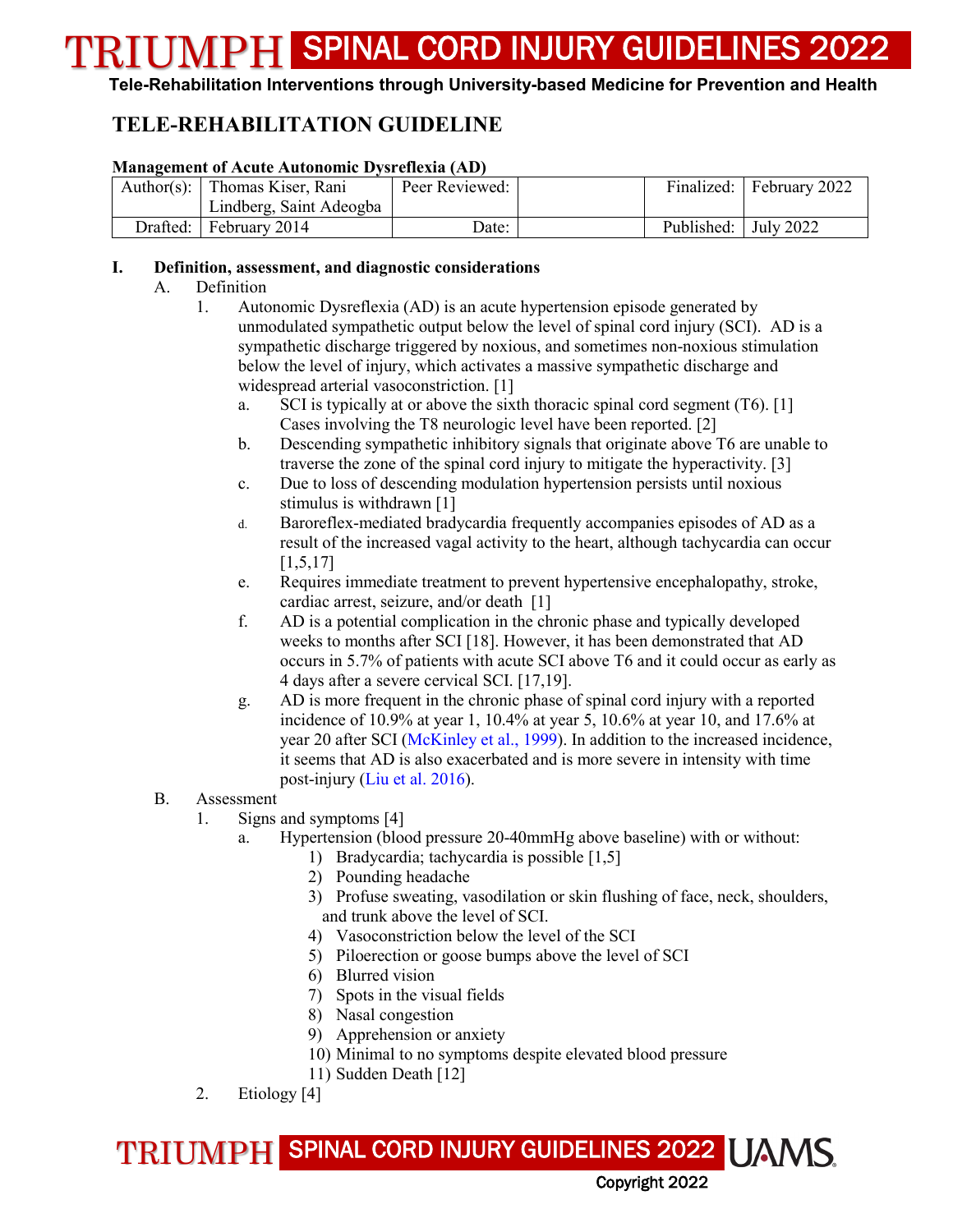# TRIUMPH SPINAL CORD INJURY GUIDELINES 2022

**Tele-Rehabilitation Interventions through University-based Medicine for Prevention and Health**

## TELE-REHABILITATION GUIDELINE

**Management of Acute Autonomic Dysreflexia (AD)**

| Author(s): | Thomas Kiser, Rani Lindberg, Saint Adeogba | Peer Reviewed: | | Finalized: | February 2022 |
|---|---|---|---|---|---|
| Drafted: | February 2014 | Date: | | Published: | July 2022 |

**I. Definition, assessment, and diagnostic considerations**

A. Definition

1. Autonomic Dysreflexia (AD) is an acute hypertension episode generated by unmodulated sympathetic output below the level of spinal cord injury (SCI). AD is a sympathetic discharge triggered by noxious, and sometimes non-noxious stimulation below the level of injury, which activates a massive sympathetic discharge and widespread arterial vasoconstriction. [1]
   a. SCI is typically at or above the sixth thoracic spinal cord segment (T6). [1] Cases involving the T8 neurologic level have been reported. [2]
   b. Descending sympathetic inhibitory signals that originate above T6 are unable to traverse the zone of the spinal cord injury to mitigate the hyperactivity. [3]
   c. Due to loss of descending modulation hypertension persists until noxious stimulus is withdrawn [1]
   d. Baroreflex-mediated bradycardia frequently accompanies episodes of AD as a result of the increased vagal activity to the heart, although tachycardia can occur [1,5,17]
   e. Requires immediate treatment to prevent hypertensive encephalopathy, stroke, cardiac arrest, seizure, and/or death [1]
   f. AD is a potential complication in the chronic phase and typically developed weeks to months after SCI [18]. However, it has been demonstrated that AD occurs in 5.7% of patients with acute SCI above T6 and it could occur as early as 4 days after a severe cervical SCI. [17,19].
   g. AD is more frequent in the chronic phase of spinal cord injury with a reported incidence of 10.9% at year 1, 10.4% at year 5, 10.6% at year 10, and 17.6% at year 20 after SCI (McKinley et al., 1999). In addition to the increased incidence, it seems that AD is also exacerbated and is more severe in intensity with time post-injury (Liu et al. 2016).

B. Assessment

1. Signs and symptoms [4]
   a. Hypertension (blood pressure 20-40mmHg above baseline) with or without:
      1) Bradycardia; tachycardia is possible [1,5]
      2) Pounding headache
      3) Profuse sweating, vasodilation or skin flushing of face, neck, shoulders, and trunk above the level of SCI.
      4) Vasoconstriction below the level of the SCI
      5) Piloerection or goose bumps above the level of SCI
      6) Blurred vision
      7) Spots in the visual fields
      8) Nasal congestion
      9) Apprehension or anxiety
      10) Minimal to no symptoms despite elevated blood pressure
      11) Sudden Death [12]
2. Etiology [4]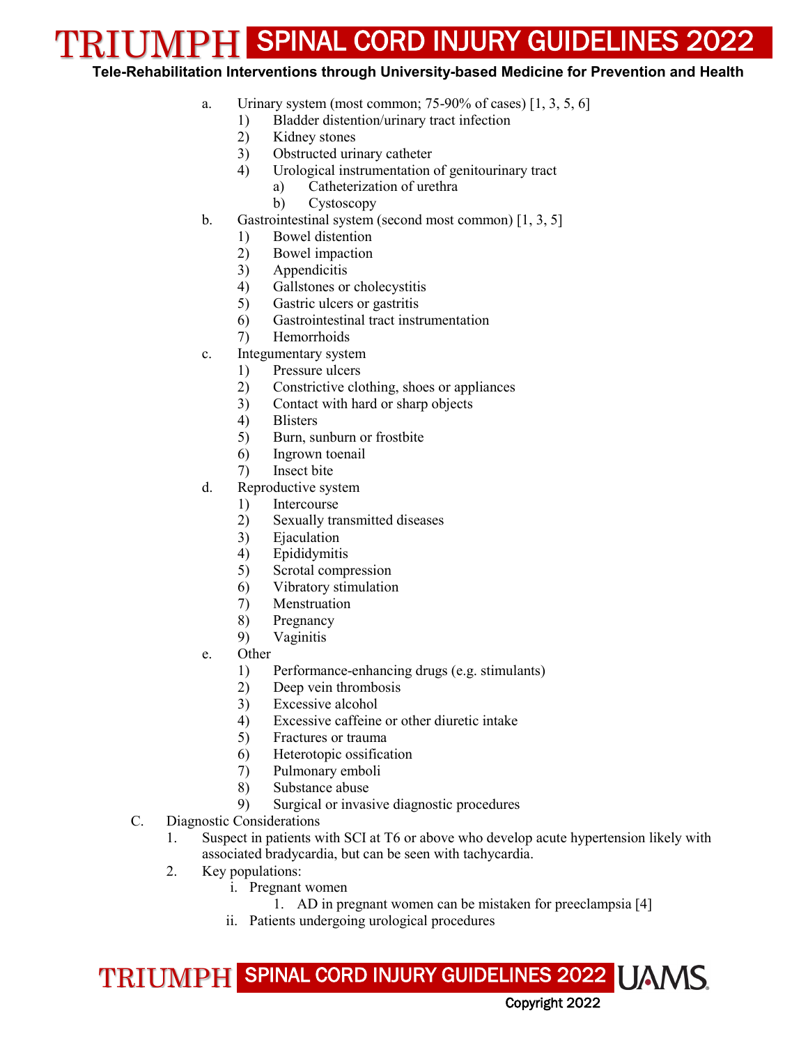a. Urinary system (most common; 75-90% of cases) [1, 3, 5, 6]
   1) Bladder distention/urinary tract infection
   2) Kidney stones
   3) Obstructed urinary catheter
   4) Urological instrumentation of genitourinary tract
      a) Catheterization of urethra
      b) Cystoscopy

b. Gastrointestinal system (second most common) [1, 3, 5]
   1) Bowel distention
   2) Bowel impaction
   3) Appendicitis
   4) Gallstones or cholecystitis
   5) Gastric ulcers or gastritis
   6) Gastrointestinal tract instrumentation
   7) Hemorrhoids

c. Integumentary system
   1) Pressure ulcers
   2) Constrictive clothing, shoes or appliances
   3) Contact with hard or sharp objects
   4) Blisters
   5) Burn, sunburn or frostbite
   6) Ingrown toenail
   7) Insect bite

d. Reproductive system
   1) Intercourse
   2) Sexually transmitted diseases
   3) Ejaculation
   4) Epididymitis
   5) Scrotal compression
   6) Vibratory stimulation
   7) Menstruation
   8) Pregnancy
   9) Vaginitis

e. Other
   1) Performance-enhancing drugs (e.g. stimulants)
   2) Deep vein thrombosis
   3) Excessive alcohol
   4) Excessive caffeine or other diuretic intake
   5) Fractures or trauma
   6) Heterotopic ossification
   7) Pulmonary emboli
   8) Substance abuse
   9) Surgical or invasive diagnostic procedures

C. Diagnostic Considerations
   1. Suspect in patients with SCI at T6 or above who develop acute hypertension likely with associated bradycardia, but can be seen with tachycardia.
   2. Key populations:
      i. Pregnant women
         1. AD in pregnant women can be mistaken for preeclampsia [4]
      ii. Patients undergoing urological procedures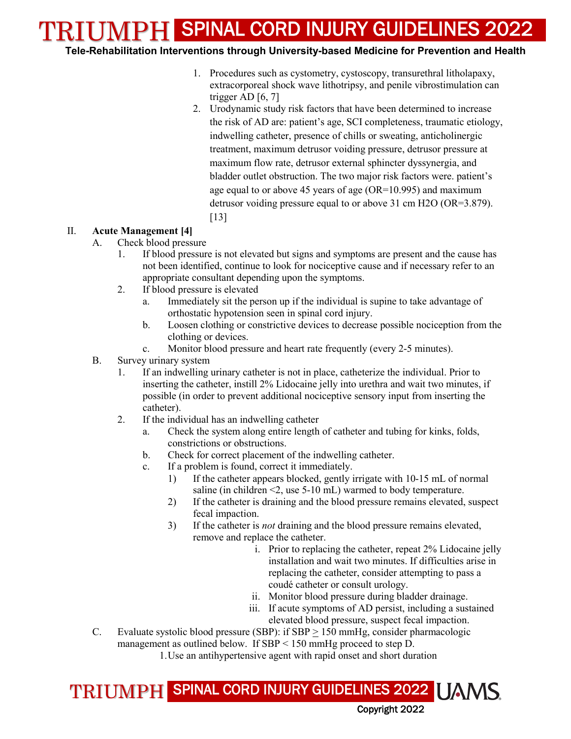1. Procedures such as cystometry, cystoscopy, transurethral litholapaxy, extracorporeal shock wave lithotripsy, and penile vibrostimulation can trigger AD [6, 7]
2. Urodynamic study risk factors that have been determined to increase the risk of AD are: patient's age, SCI completeness, traumatic etiology, indwelling catheter, presence of chills or sweating, anticholinergic treatment, maximum detrusor voiding pressure, detrusor pressure at maximum flow rate, detrusor external sphincter dyssynergia, and bladder outlet obstruction. The two major risk factors were. patient's age equal to or above 45 years of age (OR=10.995) and maximum detrusor voiding pressure equal to or above 31 cm H2O (OR=3.879). [13]

II. **Acute Management [4]**

A. Check blood pressure

1. If blood pressure is not elevated but signs and symptoms are present and the cause has not been identified, continue to look for nociceptive cause and if necessary refer to an appropriate consultant depending upon the symptoms.
2. If blood pressure is elevated
   a. Immediately sit the person up if the individual is supine to take advantage of orthostatic hypotension seen in spinal cord injury.
   b. Loosen clothing or constrictive devices to decrease possible nociception from the clothing or devices.
   c. Monitor blood pressure and heart rate frequently (every 2-5 minutes).

B. Survey urinary system

1. If an indwelling urinary catheter is not in place, catheterize the individual. Prior to inserting the catheter, instill 2% Lidocaine jelly into urethra and wait two minutes, if possible (in order to prevent additional nociceptive sensory input from inserting the catheter).
2. If the individual has an indwelling catheter
   a. Check the system along entire length of catheter and tubing for kinks, folds, constrictions or obstructions.
   b. Check for correct placement of the indwelling catheter.
   c. If a problem is found, correct it immediately.
      1) If the catheter appears blocked, gently irrigate with 10-15 mL of normal saline (in children <2, use 5-10 mL) warmed to body temperature.
      2) If the catheter is draining and the blood pressure remains elevated, suspect fecal impaction.
      3) If the catheter is *not* draining and the blood pressure remains elevated, remove and replace the catheter.
         i. Prior to replacing the catheter, repeat 2% Lidocaine jelly installation and wait two minutes. If difficulties arise in replacing the catheter, consider attempting to pass a coudé catheter or consult urology.
         ii. Monitor blood pressure during bladder drainage.
         iii. If acute symptoms of AD persist, including a sustained elevated blood pressure, suspect fecal impaction.

C. Evaluate systolic blood pressure (SBP): if SBP $\geq$ 150 mmHg, consider pharmacologic management as outlined below. If SBP < 150 mmHg proceed to step D.

1. Use an antihypertensive agent with rapid onset and short duration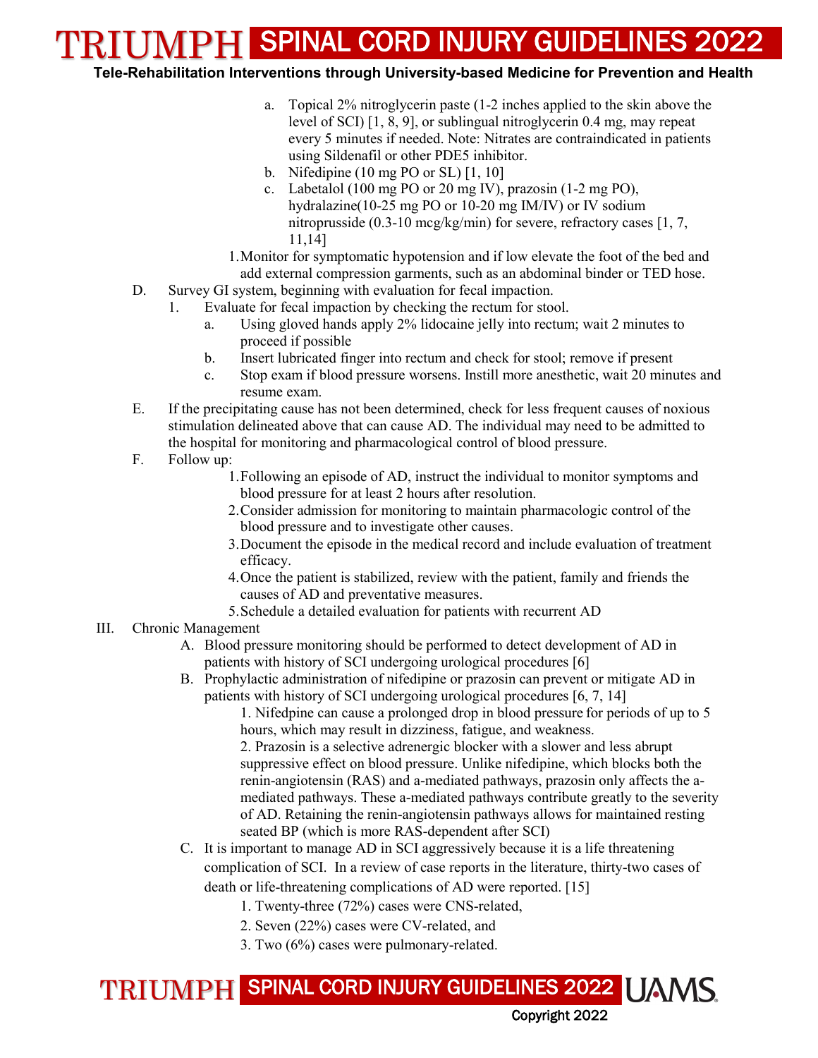a. Topical 2% nitroglycerin paste (1-2 inches applied to the skin above the level of SCI) [1, 8, 9], or sublingual nitroglycerin 0.4 mg, may repeat every 5 minutes if needed. Note: Nitrates are contraindicated in patients using Sildenafil or other PDE5 inhibitor.
b. Nifedipine (10 mg PO or SL) [1, 10]
c. Labetalol (100 mg PO or 20 mg IV), prazosin (1-2 mg PO), hydralazine(10-25 mg PO or 10-20 mg IM/IV) or IV sodium nitroprusside (0.3-10 mcg/kg/min) for severe, refractory cases [1, 7, 11,14]

1. Monitor for symptomatic hypotension and if low elevate the foot of the bed and add external compression garments, such as an abdominal binder or TED hose.

D. Survey GI system, beginning with evaluation for fecal impaction.
   1. Evaluate for fecal impaction by checking the rectum for stool.
      a. Using gloved hands apply 2% lidocaine jelly into rectum; wait 2 minutes to proceed if possible
      b. Insert lubricated finger into rectum and check for stool; remove if present
      c. Stop exam if blood pressure worsens. Instill more anesthetic, wait 20 minutes and resume exam.

E. If the precipitating cause has not been determined, check for less frequent causes of noxious stimulation delineated above that can cause AD. The individual may need to be admitted to the hospital for monitoring and pharmacological control of blood pressure.

F. Follow up:
   1. Following an episode of AD, instruct the individual to monitor symptoms and blood pressure for at least 2 hours after resolution.
   2. Consider admission for monitoring to maintain pharmacologic control of the blood pressure and to investigate other causes.
   3. Document the episode in the medical record and include evaluation of treatment efficacy.
   4. Once the patient is stabilized, review with the patient, family and friends the causes of AD and preventative measures.
   5. Schedule a detailed evaluation for patients with recurrent AD

III. Chronic Management

A. Blood pressure monitoring should be performed to detect development of AD in patients with history of SCI undergoing urological procedures [6]

B. Prophylactic administration of nifedipine or prazosin can prevent or mitigate AD in patients with history of SCI undergoing urological procedures [6, 7, 14]
   1. Nifedpine can cause a prolonged drop in blood pressure for periods of up to 5 hours, which may result in dizziness, fatigue, and weakness.
   2. Prazosin is a selective adrenergic blocker with a slower and less abrupt suppressive effect on blood pressure. Unlike nifedipine, which blocks both the renin-angiotensin (RAS) and a-mediated pathways, prazosin only affects the a-mediated pathways. These a-mediated pathways contribute greatly to the severity of AD. Retaining the renin-angiotensin pathways allows for maintained resting seated BP (which is more RAS-dependent after SCI)

C. It is important to manage AD in SCI aggressively because it is a life threatening complication of SCI. In a review of case reports in the literature, thirty-two cases of death or life-threatening complications of AD were reported. [15]
   1. Twenty-three (72%) cases were CNS-related,
   2. Seven (22%) cases were CV-related, and
   3. Two (6%) cases were pulmonary-related.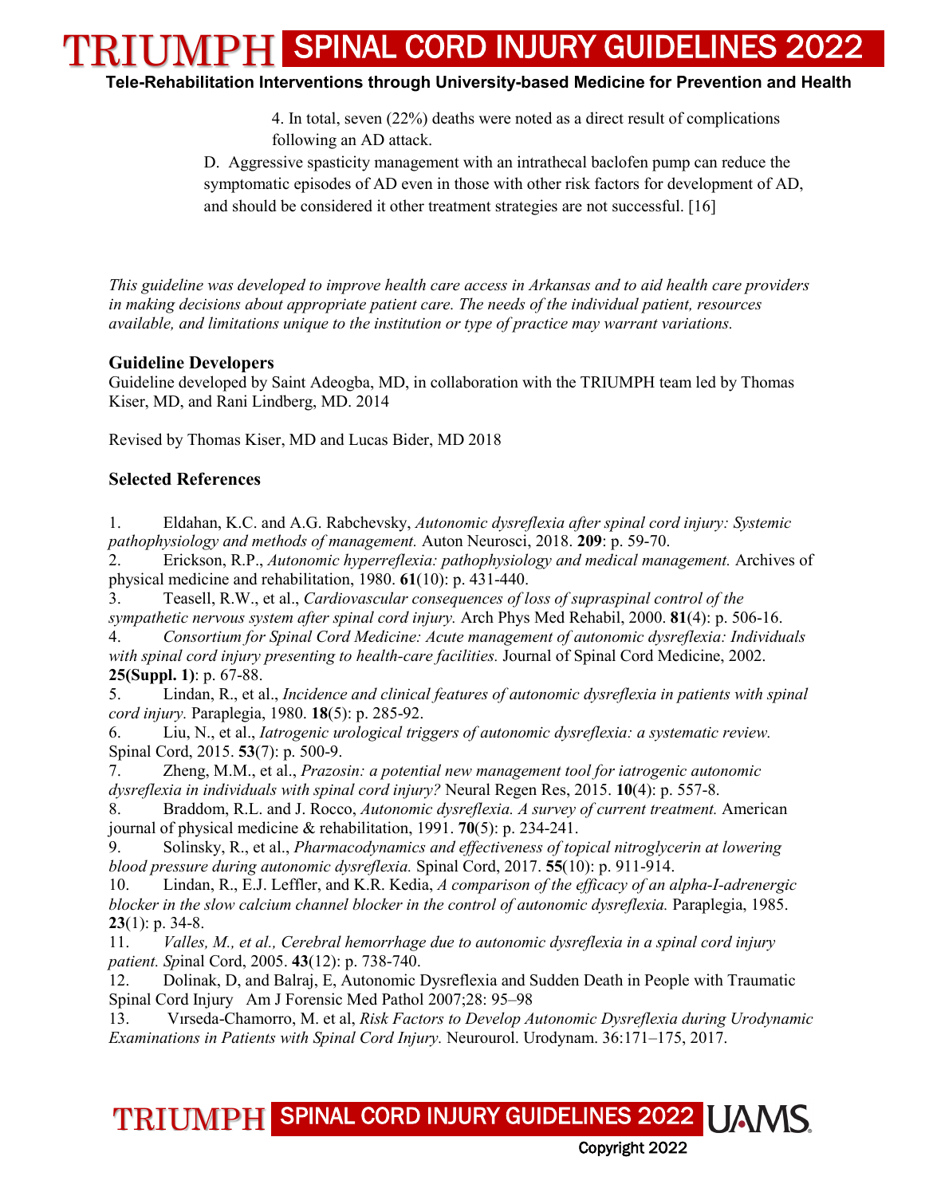4. In total, seven (22%) deaths were noted as a direct result of complications following an AD attack.

D. Aggressive spasticity management with an intrathecal baclofen pump can reduce the symptomatic episodes of AD even in those with other risk factors for development of AD, and should be considered it other treatment strategies are not successful. [16]

*This guideline was developed to improve health care access in Arkansas and to aid health care providers in making decisions about appropriate patient care. The needs of the individual patient, resources available, and limitations unique to the institution or type of practice may warrant variations.*

### Guideline Developers

Guideline developed by Saint Adeogba, MD, in collaboration with the TRIUMPH team led by Thomas Kiser, MD, and Rani Lindberg, MD. 2014

Revised by Thomas Kiser, MD and Lucas Bider, MD 2018

### Selected References

1. Eldahan, K.C. and A.G. Rabchevsky, *Autonomic dysreflexia after spinal cord injury: Systemic pathophysiology and methods of management.* Auton Neurosci, 2018. **209**: p. 59-70.
2. Erickson, R.P., *Autonomic hyperreflexia: pathophysiology and medical management.* Archives of physical medicine and rehabilitation, 1980. **61**(10): p. 431-440.
3. Teasell, R.W., et al., *Cardiovascular consequences of loss of supraspinal control of the sympathetic nervous system after spinal cord injury.* Arch Phys Med Rehabil, 2000. **81**(4): p. 506-16.
4. *Consortium for Spinal Cord Medicine: Acute management of autonomic dysreflexia: Individuals with spinal cord injury presenting to health-care facilities.* Journal of Spinal Cord Medicine, 2002. **25(Suppl. 1)**: p. 67-88.
5. Lindan, R., et al., *Incidence and clinical features of autonomic dysreflexia in patients with spinal cord injury.* Paraplegia, 1980. **18**(5): p. 285-92.
6. Liu, N., et al., *Iatrogenic urological triggers of autonomic dysreflexia: a systematic review.* Spinal Cord, 2015. **53**(7): p. 500-9.
7. Zheng, M.M., et al., *Prazosin: a potential new management tool for iatrogenic autonomic dysreflexia in individuals with spinal cord injury?* Neural Regen Res, 2015. **10**(4): p. 557-8.
8. Braddom, R.L. and J. Rocco, *Autonomic dysreflexia. A survey of current treatment.* American journal of physical medicine & rehabilitation, 1991. **70**(5): p. 234-241.
9. Solinsky, R., et al., *Pharmacodynamics and effectiveness of topical nitroglycerin at lowering blood pressure during autonomic dysreflexia.* Spinal Cord, 2017. **55**(10): p. 911-914.
10. Lindan, R., E.J. Leffler, and K.R. Kedia, *A comparison of the efficacy of an alpha-I-adrenergic blocker in the slow calcium channel blocker in the control of autonomic dysreflexia.* Paraplegia, 1985. **23**(1): p. 34-8.
11. *Valles, M., et al., Cerebral hemorrhage due to autonomic dysreflexia in a spinal cord injury patient. Sp*inal Cord, 2005. **43**(12): p. 738-740.
12. Dolinak, D, and Balraj, E, Autonomic Dysreflexia and Sudden Death in People with Traumatic Spinal Cord Injury Am J Forensic Med Pathol 2007;28: 95–98
13. Vırseda-Chamorro, M. et al, *Risk Factors to Develop Autonomic Dysreflexia during Urodynamic Examinations in Patients with Spinal Cord Injury.* Neurourol. Urodynam. 36:171–175, 2017.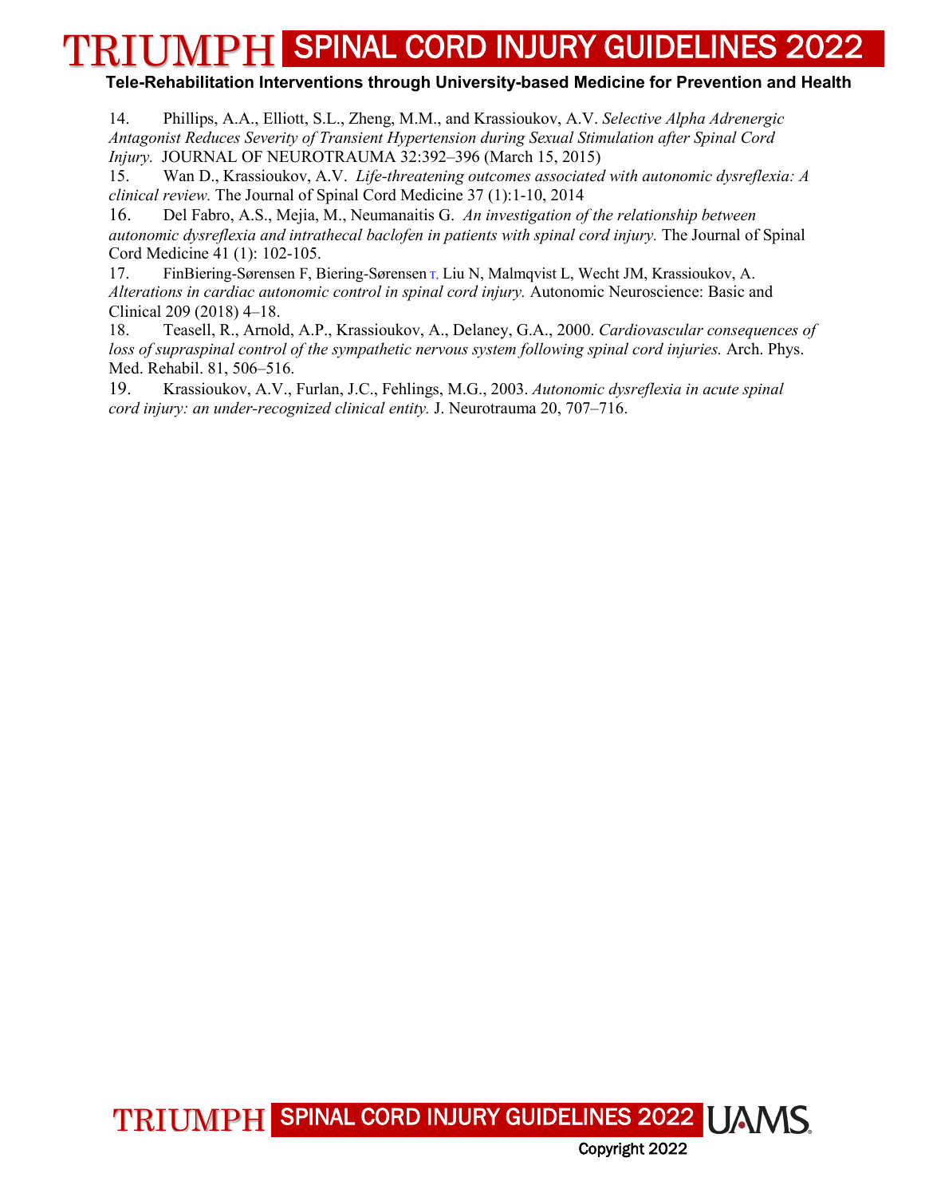14. Phillips, A.A., Elliott, S.L., Zheng, M.M., and Krassioukov, A.V. *Selective Alpha Adrenergic Antagonist Reduces Severity of Transient Hypertension during Sexual Stimulation after Spinal Cord Injury.* JOURNAL OF NEUROTRAUMA 32:392–396 (March 15, 2015)
15. Wan D., Krassioukov, A.V. *Life-threatening outcomes associated with autonomic dysreflexia: A clinical review.* The Journal of Spinal Cord Medicine 37 (1):1-10, 2014
16. Del Fabro, A.S., Mejia, M., Neumanaitis G. *An investigation of the relationship between autonomic dysreflexia and intrathecal baclofen in patients with spinal cord injury.* The Journal of Spinal Cord Medicine 41 (1): 102-105.
17. FinBiering-Sørensen F, Biering-Sørensen T, Liu N, Malmqvist L, Wecht JM, Krassioukov, A. *Alterations in cardiac autonomic control in spinal cord injury.* Autonomic Neuroscience: Basic and Clinical 209 (2018) 4–18.
18. Teasell, R., Arnold, A.P., Krassioukov, A., Delaney, G.A., 2000. *Cardiovascular consequences of loss of supraspinal control of the sympathetic nervous system following spinal cord injuries.* Arch. Phys. Med. Rehabil. 81, 506–516.
19. Krassioukov, A.V., Furlan, J.C., Fehlings, M.G., 2003. *Autonomic dysreflexia in acute spinal cord injury: an under-recognized clinical entity.* J. Neurotrauma 20, 707–716.